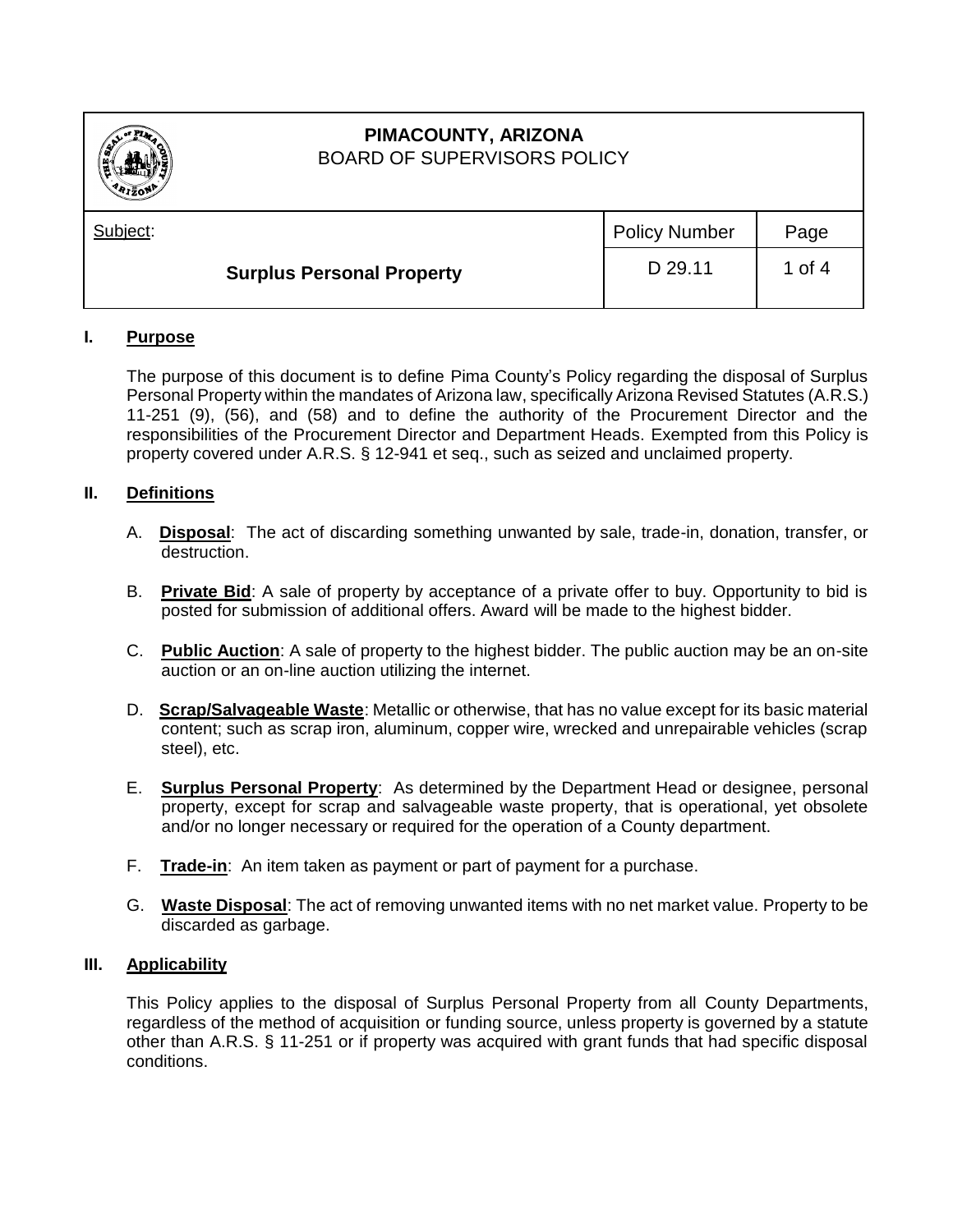# PIMACOUNTY, ARIZONA
BOARD OF SUPERVISORS POLICY

| Subject: | Policy Number | Page |
|---|---|---|
| **Surplus Personal Property** | D 29.11 | 1 of 4 |

## I. Purpose

The purpose of this document is to define Pima County's Policy regarding the disposal of Surplus Personal Property within the mandates of Arizona law, specifically Arizona Revised Statutes (A.R.S.) 11-251 (9), (56), and (58) and to define the authority of the Procurement Director and the responsibilities of the Procurement Director and Department Heads. Exempted from this Policy is property covered under A.R.S. § 12-941 et seq., such as seized and unclaimed property.

## II. Definitions

A. **Disposal**: The act of discarding something unwanted by sale, trade-in, donation, transfer, or destruction.

B. **Private Bid**: A sale of property by acceptance of a private offer to buy. Opportunity to bid is posted for submission of additional offers. Award will be made to the highest bidder.

C. **Public Auction**: A sale of property to the highest bidder. The public auction may be an on-site auction or an on-line auction utilizing the internet.

D. **Scrap/Salvageable Waste**: Metallic or otherwise, that has no value except for its basic material content; such as scrap iron, aluminum, copper wire, wrecked and unrepairable vehicles (scrap steel), etc.

E. **Surplus Personal Property**: As determined by the Department Head or designee, personal property, except for scrap and salvageable waste property, that is operational, yet obsolete and/or no longer necessary or required for the operation of a County department.

F. **Trade-in**: An item taken as payment or part of payment for a purchase.

G. **Waste Disposal**: The act of removing unwanted items with no net market value. Property to be discarded as garbage.

## III. Applicability

This Policy applies to the disposal of Surplus Personal Property from all County Departments, regardless of the method of acquisition or funding source, unless property is governed by a statute other than A.R.S. § 11-251 or if property was acquired with grant funds that had specific disposal conditions.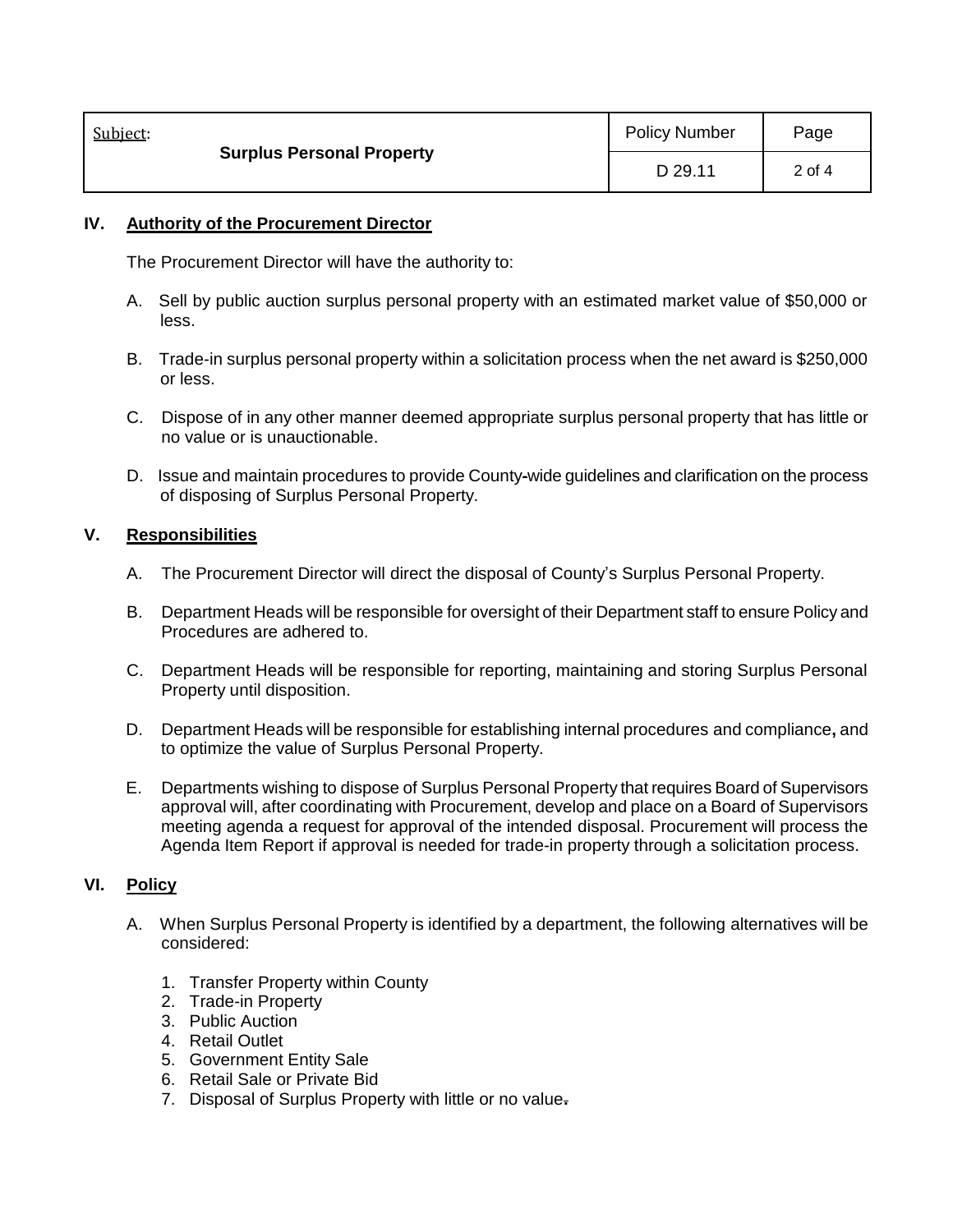## IV. Authority of the Procurement Director

The Procurement Director will have the authority to:

A. Sell by public auction surplus personal property with an estimated market value of $50,000 or less.

B. Trade-in surplus personal property within a solicitation process when the net award is $250,000 or less.

C. Dispose of in any other manner deemed appropriate surplus personal property that has little or no value or is unauctionable.

D. Issue and maintain procedures to provide County-wide guidelines and clarification on the process of disposing of Surplus Personal Property.

## V. Responsibilities

A. The Procurement Director will direct the disposal of County's Surplus Personal Property.

B. Department Heads will be responsible for oversight of their Department staff to ensure Policy and Procedures are adhered to.

C. Department Heads will be responsible for reporting, maintaining and storing Surplus Personal Property until disposition.

D. Department Heads will be responsible for establishing internal procedures and compliance, and to optimize the value of Surplus Personal Property.

E. Departments wishing to dispose of Surplus Personal Property that requires Board of Supervisors approval will, after coordinating with Procurement, develop and place on a Board of Supervisors meeting agenda a request for approval of the intended disposal. Procurement will process the Agenda Item Report if approval is needed for trade-in property through a solicitation process.

## VI. Policy

A. When Surplus Personal Property is identified by a department, the following alternatives will be considered:

1. Transfer Property within County
2. Trade-in Property
3. Public Auction
4. Retail Outlet
5. Government Entity Sale
6. Retail Sale or Private Bid
7. Disposal of Surplus Property with little or no value.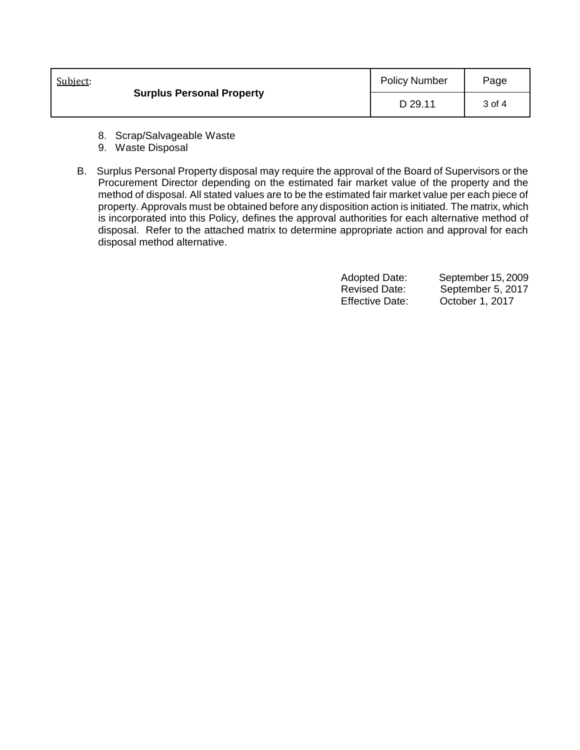8. Scrap/Salvageable Waste
9. Waste Disposal

B. Surplus Personal Property disposal may require the approval of the Board of Supervisors or the Procurement Director depending on the estimated fair market value of the property and the method of disposal. All stated values are to be the estimated fair market value per each piece of property. Approvals must be obtained before any disposition action is initiated. The matrix, which is incorporated into this Policy, defines the approval authorities for each alternative method of disposal. Refer to the attached matrix to determine appropriate action and approval for each disposal method alternative.

Adopted Date: September 15, 2009
Revised Date: September 5, 2017
Effective Date: October 1, 2017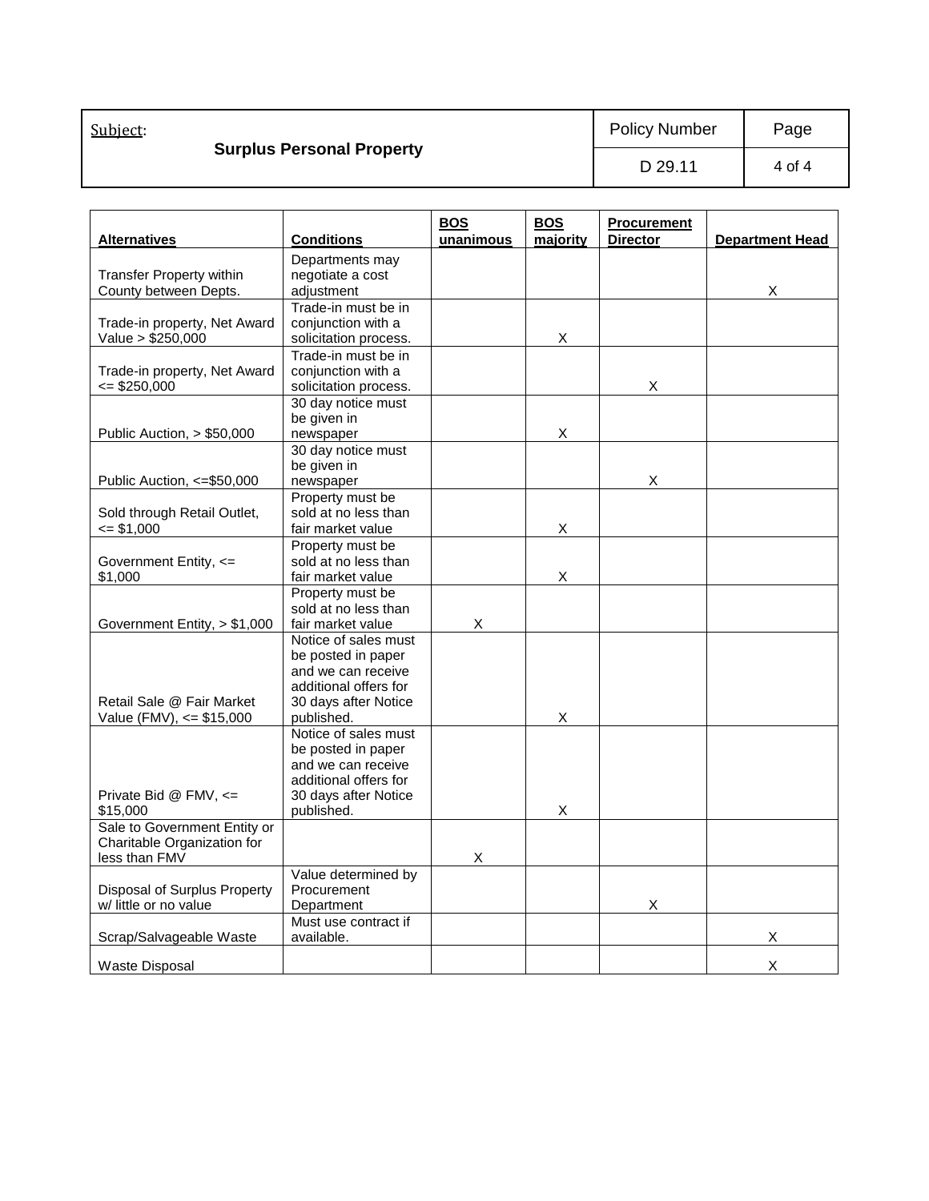| Alternatives | Conditions | BOS unanimous | BOS majority | Procurement Director | Department Head |
| --- | --- | --- | --- | --- | --- |
| Transfer Property within County between Depts. | Departments may negotiate a cost adjustment | | | | X |
| Trade-in property, Net Award Value > $250,000 | Trade-in must be in conjunction with a solicitation process. | | X | | |
| Trade-in property, Net Award <= $250,000 | Trade-in must be in conjunction with a solicitation process. | | | X | |
| Public Auction, > $50,000 | 30 day notice must be given in newspaper | | X | | |
| Public Auction, <=$50,000 | 30 day notice must be given in newspaper | | | X | |
| Sold through Retail Outlet, <= $1,000 | Property must be sold at no less than fair market value | | X | | |
| Government Entity, <= $1,000 | Property must be sold at no less than fair market value | | X | | |
| Government Entity, > $1,000 | Property must be sold at no less than fair market value | X | | | |
| Retail Sale @ Fair Market Value (FMV), <= $15,000 | Notice of sales must be posted in paper and we can receive additional offers for 30 days after Notice published. | | X | | |
| Private Bid @ FMV, <= $15,000 | Notice of sales must be posted in paper and we can receive additional offers for 30 days after Notice published. | | X | | |
| Sale to Government Entity or Charitable Organization for less than FMV | | X | | | |
| Disposal of Surplus Property w/ little or no value | Value determined by Procurement Department | | | X | |
| Scrap/Salvageable Waste | Must use contract if available. | | | | X |
| Waste Disposal | | | | | X |